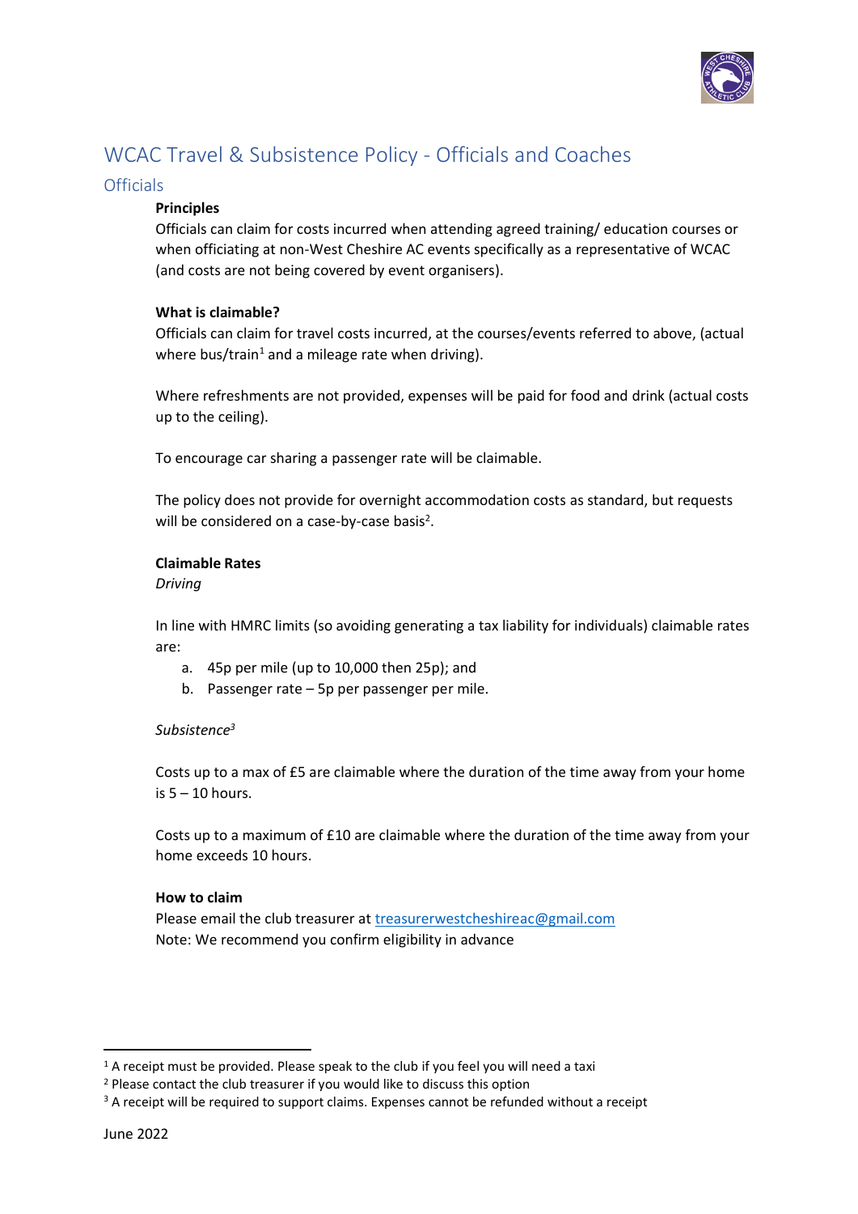# WCAC Travel & Subsistence Policy - Officials and Coaches

## Officials

**Principles**

Officials can claim for costs incurred when attending agreed training/ education courses or when officiating at non-West Cheshire AC events specifically as a representative of WCAC (and costs are not being covered by event organisers).

**What is claimable?**

Officials can claim for travel costs incurred, at the courses/events referred to above, (actual where bus/train[1] and a mileage rate when driving).

Where refreshments are not provided, expenses will be paid for food and drink (actual costs up to the ceiling).

To encourage car sharing a passenger rate will be claimable.

The policy does not provide for overnight accommodation costs as standard, but requests will be considered on a case-by-case basis[2].

**Claimable Rates**

*Driving*

In line with HMRC limits (so avoiding generating a tax liability for individuals) claimable rates are:

a. 45p per mile (up to 10,000 then 25p); and
b. Passenger rate – 5p per passenger per mile.

*Subsistence*[3]

Costs up to a max of £5 are claimable where the duration of the time away from your home is 5 – 10 hours.

Costs up to a maximum of £10 are claimable where the duration of the time away from your home exceeds 10 hours.

**How to claim**

Please email the club treasurer at treasurerwestcheshireac@gmail.com
Note: We recommend you confirm eligibility in advance

---

[1] A receipt must be provided. Please speak to the club if you feel you will need a taxi
[2] Please contact the club treasurer if you would like to discuss this option
[3] A receipt will be required to support claims. Expenses cannot be refunded without a receipt

June 2022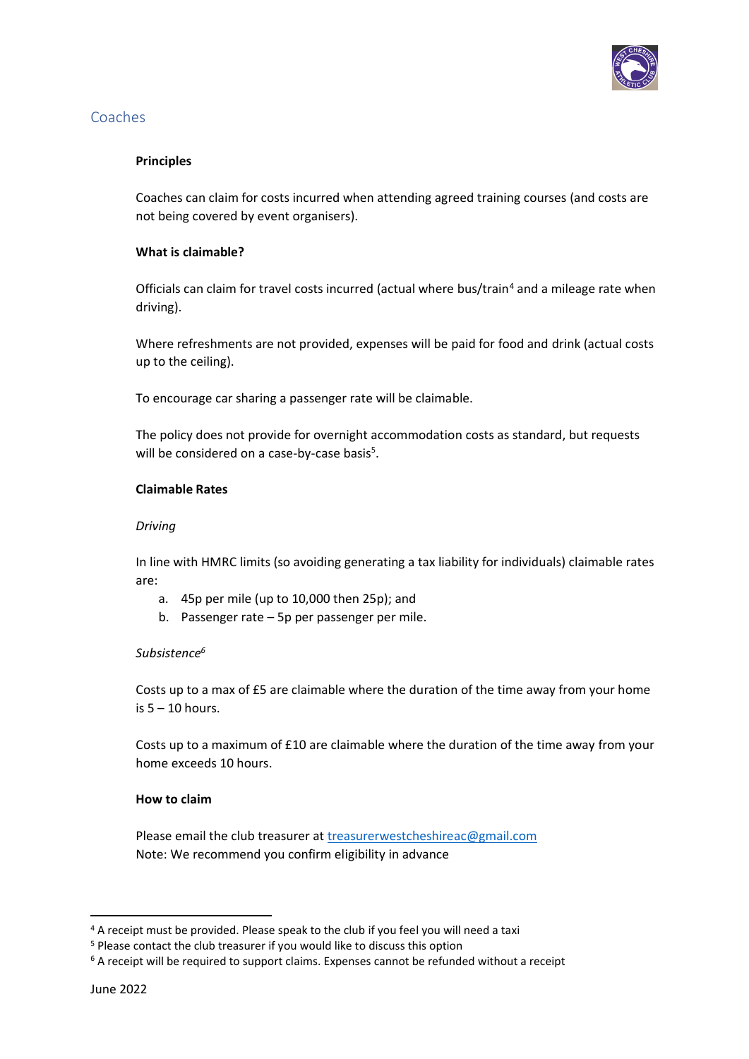## Coaches

**Principles**

Coaches can claim for costs incurred when attending agreed training courses (and costs are not being covered by event organisers).

**What is claimable?**

Officials can claim for travel costs incurred (actual where bus/train[4] and a mileage rate when driving).

Where refreshments are not provided, expenses will be paid for food and drink (actual costs up to the ceiling).

To encourage car sharing a passenger rate will be claimable.

The policy does not provide for overnight accommodation costs as standard, but requests will be considered on a case-by-case basis[5].

**Claimable Rates**

*Driving*

In line with HMRC limits (so avoiding generating a tax liability for individuals) claimable rates are:

a. 45p per mile (up to 10,000 then 25p); and
b. Passenger rate – 5p per passenger per mile.

*Subsistence*[6]

Costs up to a max of £5 are claimable where the duration of the time away from your home is 5 – 10 hours.

Costs up to a maximum of £10 are claimable where the duration of the time away from your home exceeds 10 hours.

**How to claim**

Please email the club treasurer at treasurerwestcheshireac@gmail.com
Note: We recommend you confirm eligibility in advance

[4] A receipt must be provided. Please speak to the club if you feel you will need a taxi
[5] Please contact the club treasurer if you would like to discuss this option
[6] A receipt will be required to support claims. Expenses cannot be refunded without a receipt

June 2022